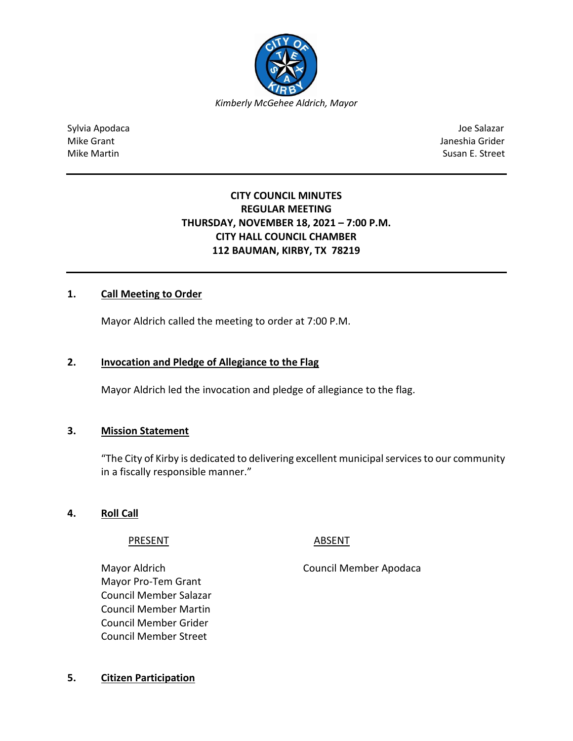*Kimberly McGehee Aldrich, Mayor*

| | |
|---|---|
| Sylvia Apodaca | Joe Salazar |
| Mike Grant | Janeshia Grider |
| Mike Martin | Susan E. Street |

**CITY COUNCIL MINUTES**
**REGULAR MEETING**
**THURSDAY, NOVEMBER 18, 2021 – 7:00 P.M.**
**CITY HALL COUNCIL CHAMBER**
**112 BAUMAN, KIRBY, TX 78219**

## 1. Call Meeting to Order

Mayor Aldrich called the meeting to order at 7:00 P.M.

## 2. Invocation and Pledge of Allegiance to the Flag

Mayor Aldrich led the invocation and pledge of allegiance to the flag.

## 3. Mission Statement

"The City of Kirby is dedicated to delivering excellent municipal services to our community in a fiscally responsible manner."

## 4. Roll Call

| PRESENT | ABSENT |
|---|---|
| Mayor Aldrich | Council Member Apodaca |
| Mayor Pro-Tem Grant | |
| Council Member Salazar | |
| Council Member Martin | |
| Council Member Grider | |
| Council Member Street | |

## 5. Citizen Participation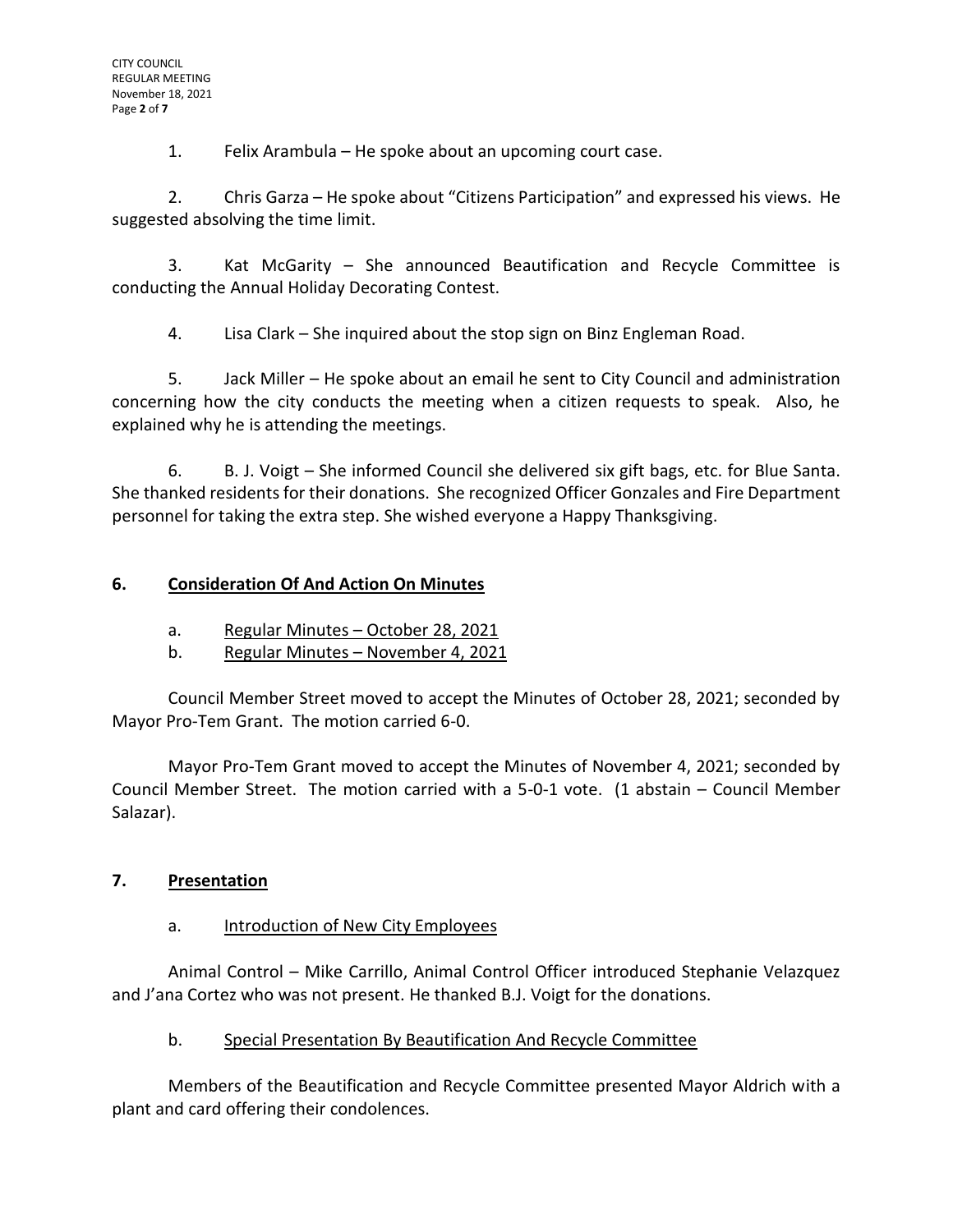1. Felix Arambula – He spoke about an upcoming court case.

2. Chris Garza – He spoke about "Citizens Participation" and expressed his views. He suggested absolving the time limit.

3. Kat McGarity – She announced Beautification and Recycle Committee is conducting the Annual Holiday Decorating Contest.

4. Lisa Clark – She inquired about the stop sign on Binz Engleman Road.

5. Jack Miller – He spoke about an email he sent to City Council and administration concerning how the city conducts the meeting when a citizen requests to speak. Also, he explained why he is attending the meetings.

6. B. J. Voigt – She informed Council she delivered six gift bags, etc. for Blue Santa. She thanked residents for their donations. She recognized Officer Gonzales and Fire Department personnel for taking the extra step. She wished everyone a Happy Thanksgiving.

## 6. Consideration Of And Action On Minutes

a. Regular Minutes – October 28, 2021

b. Regular Minutes – November 4, 2021

Council Member Street moved to accept the Minutes of October 28, 2021; seconded by Mayor Pro-Tem Grant. The motion carried 6-0.

Mayor Pro-Tem Grant moved to accept the Minutes of November 4, 2021; seconded by Council Member Street. The motion carried with a 5-0-1 vote. (1 abstain – Council Member Salazar).

## 7. Presentation

a. Introduction of New City Employees

Animal Control – Mike Carrillo, Animal Control Officer introduced Stephanie Velazquez and J'ana Cortez who was not present. He thanked B.J. Voigt for the donations.

b. Special Presentation By Beautification And Recycle Committee

Members of the Beautification and Recycle Committee presented Mayor Aldrich with a plant and card offering their condolences.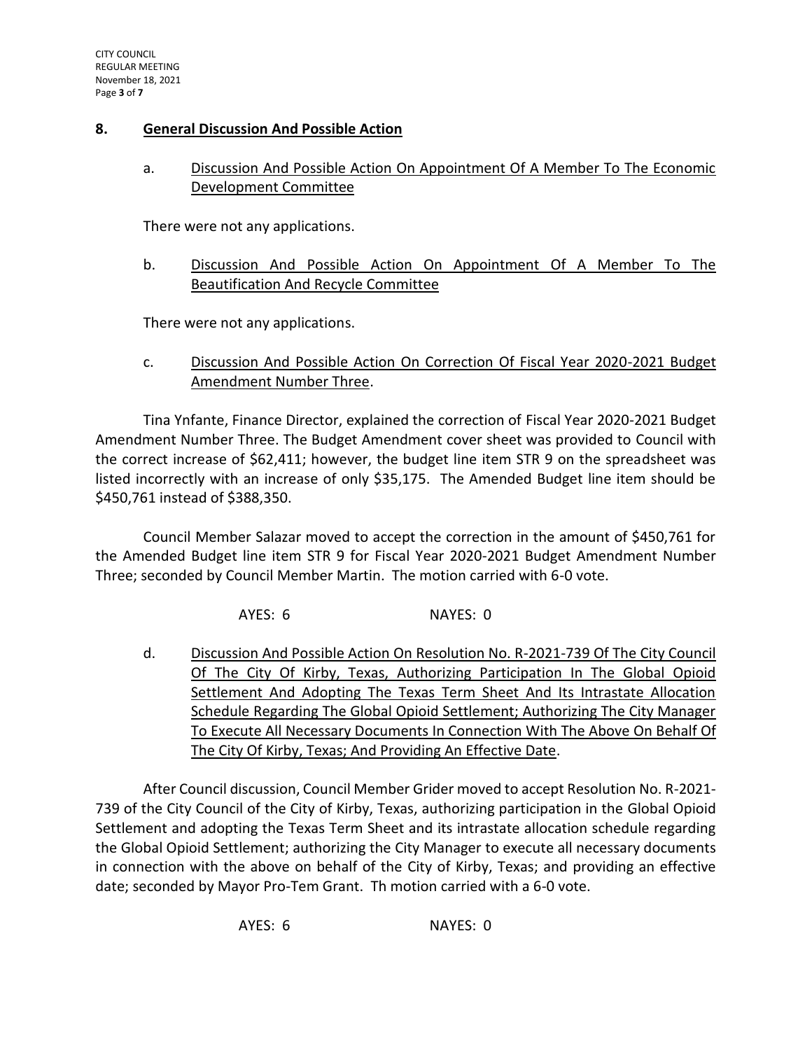## 8. General Discussion And Possible Action

a. Discussion And Possible Action On Appointment Of A Member To The Economic Development Committee

There were not any applications.

b. Discussion And Possible Action On Appointment Of A Member To The Beautification And Recycle Committee

There were not any applications.

c. Discussion And Possible Action On Correction Of Fiscal Year 2020-2021 Budget Amendment Number Three.

Tina Ynfante, Finance Director, explained the correction of Fiscal Year 2020-2021 Budget Amendment Number Three. The Budget Amendment cover sheet was provided to Council with the correct increase of $62,411; however, the budget line item STR 9 on the spreadsheet was listed incorrectly with an increase of only $35,175. The Amended Budget line item should be $450,761 instead of $388,350.

Council Member Salazar moved to accept the correction in the amount of $450,761 for the Amended Budget line item STR 9 for Fiscal Year 2020-2021 Budget Amendment Number Three; seconded by Council Member Martin. The motion carried with 6-0 vote.

AYES: 6 NAYES: 0

d. Discussion And Possible Action On Resolution No. R-2021-739 Of The City Council Of The City Of Kirby, Texas, Authorizing Participation In The Global Opioid Settlement And Adopting The Texas Term Sheet And Its Intrastate Allocation Schedule Regarding The Global Opioid Settlement; Authorizing The City Manager To Execute All Necessary Documents In Connection With The Above On Behalf Of The City Of Kirby, Texas; And Providing An Effective Date.

After Council discussion, Council Member Grider moved to accept Resolution No. R-2021-739 of the City Council of the City of Kirby, Texas, authorizing participation in the Global Opioid Settlement and adopting the Texas Term Sheet and its intrastate allocation schedule regarding the Global Opioid Settlement; authorizing the City Manager to execute all necessary documents in connection with the above on behalf of the City of Kirby, Texas; and providing an effective date; seconded by Mayor Pro-Tem Grant. Th motion carried with a 6-0 vote.

AYES: 6 NAYES: 0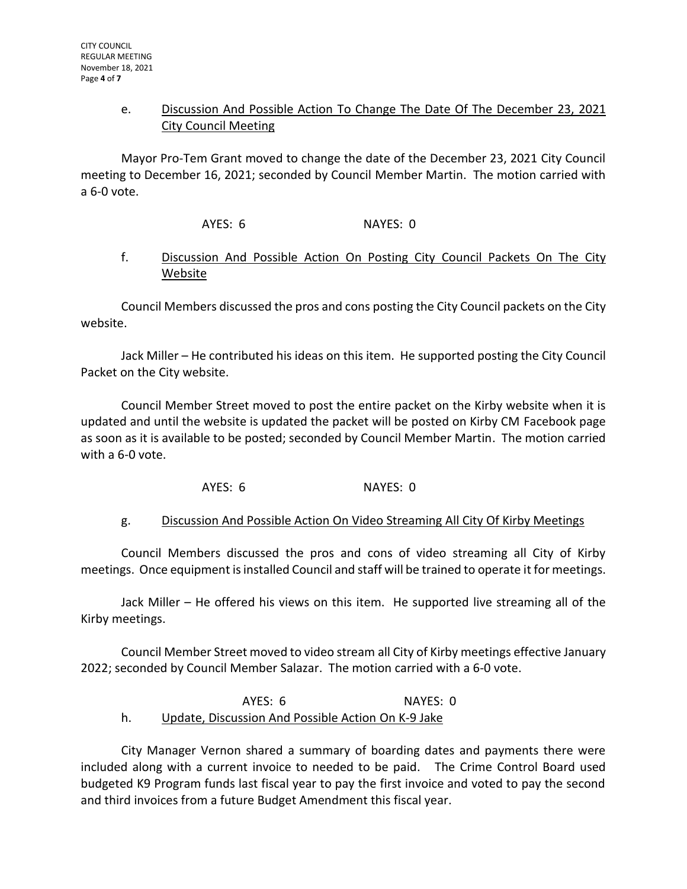e. Discussion And Possible Action To Change The Date Of The December 23, 2021 City Council Meeting

Mayor Pro-Tem Grant moved to change the date of the December 23, 2021 City Council meeting to December 16, 2021; seconded by Council Member Martin. The motion carried with a 6-0 vote.

AYES: 6 NAYES: 0

f. Discussion And Possible Action On Posting City Council Packets On The City Website

Council Members discussed the pros and cons posting the City Council packets on the City website.

Jack Miller – He contributed his ideas on this item. He supported posting the City Council Packet on the City website.

Council Member Street moved to post the entire packet on the Kirby website when it is updated and until the website is updated the packet will be posted on Kirby CM Facebook page as soon as it is available to be posted; seconded by Council Member Martin. The motion carried with a 6-0 vote.

AYES: 6 NAYES: 0

g. Discussion And Possible Action On Video Streaming All City Of Kirby Meetings

Council Members discussed the pros and cons of video streaming all City of Kirby meetings. Once equipment is installed Council and staff will be trained to operate it for meetings.

Jack Miller – He offered his views on this item. He supported live streaming all of the Kirby meetings.

Council Member Street moved to video stream all City of Kirby meetings effective January 2022; seconded by Council Member Salazar. The motion carried with a 6-0 vote.

AYES: 6 NAYES: 0

h. Update, Discussion And Possible Action On K-9 Jake

City Manager Vernon shared a summary of boarding dates and payments there were included along with a current invoice to needed to be paid. The Crime Control Board used budgeted K9 Program funds last fiscal year to pay the first invoice and voted to pay the second and third invoices from a future Budget Amendment this fiscal year.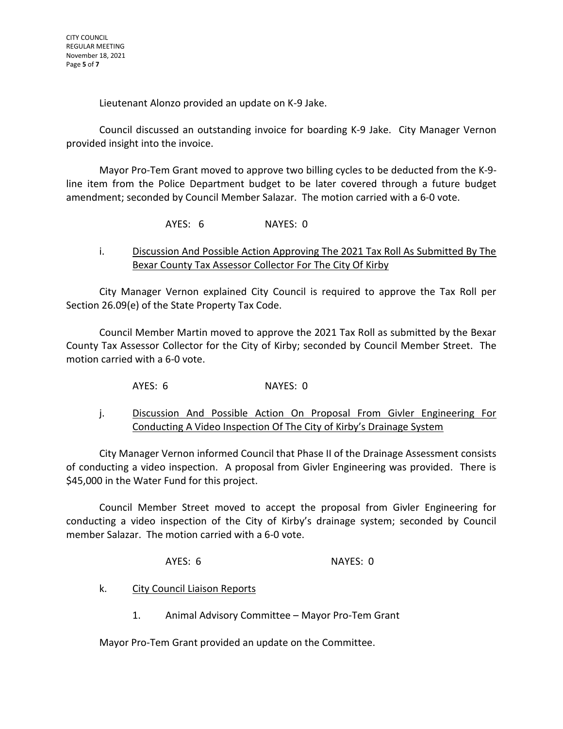Lieutenant Alonzo provided an update on K-9 Jake.

Council discussed an outstanding invoice for boarding K-9 Jake. City Manager Vernon provided insight into the invoice.

Mayor Pro-Tem Grant moved to approve two billing cycles to be deducted from the K-9-line item from the Police Department budget to be later covered through a future budget amendment; seconded by Council Member Salazar. The motion carried with a 6-0 vote.

AYES: 6 NAYES: 0

i. Discussion And Possible Action Approving The 2021 Tax Roll As Submitted By The Bexar County Tax Assessor Collector For The City Of Kirby

City Manager Vernon explained City Council is required to approve the Tax Roll per Section 26.09(e) of the State Property Tax Code.

Council Member Martin moved to approve the 2021 Tax Roll as submitted by the Bexar County Tax Assessor Collector for the City of Kirby; seconded by Council Member Street. The motion carried with a 6-0 vote.

AYES: 6 NAYES: 0

j. Discussion And Possible Action On Proposal From Givler Engineering For Conducting A Video Inspection Of The City of Kirby's Drainage System

City Manager Vernon informed Council that Phase II of the Drainage Assessment consists of conducting a video inspection. A proposal from Givler Engineering was provided. There is $45,000 in the Water Fund for this project.

Council Member Street moved to accept the proposal from Givler Engineering for conducting a video inspection of the City of Kirby's drainage system; seconded by Council member Salazar. The motion carried with a 6-0 vote.

AYES: 6 NAYES: 0

k. City Council Liaison Reports

1. Animal Advisory Committee – Mayor Pro-Tem Grant

Mayor Pro-Tem Grant provided an update on the Committee.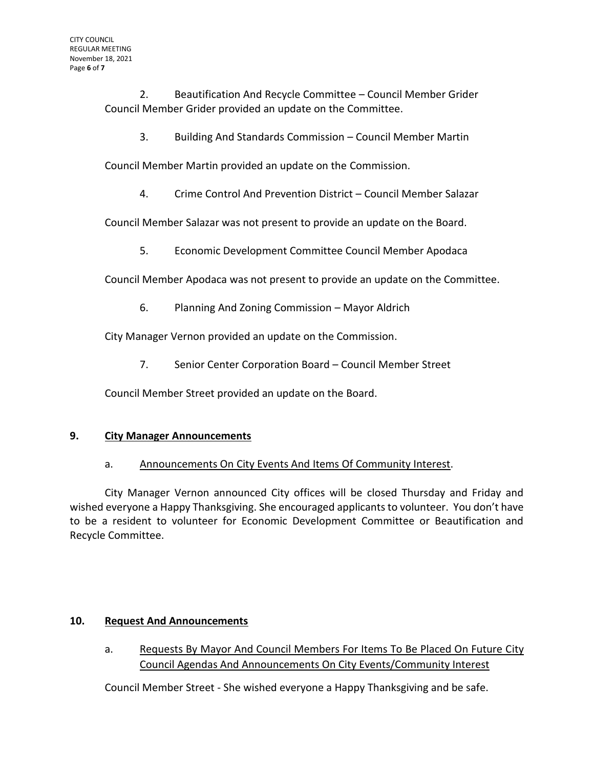2. Beautification And Recycle Committee – Council Member Grider

Council Member Grider provided an update on the Committee.

3. Building And Standards Commission – Council Member Martin

Council Member Martin provided an update on the Commission.

4. Crime Control And Prevention District – Council Member Salazar

Council Member Salazar was not present to provide an update on the Board.

5. Economic Development Committee Council Member Apodaca

Council Member Apodaca was not present to provide an update on the Committee.

6. Planning And Zoning Commission – Mayor Aldrich

City Manager Vernon provided an update on the Commission.

7. Senior Center Corporation Board – Council Member Street

Council Member Street provided an update on the Board.

## 9. City Manager Announcements

a. Announcements On City Events And Items Of Community Interest.

City Manager Vernon announced City offices will be closed Thursday and Friday and wished everyone a Happy Thanksgiving. She encouraged applicants to volunteer. You don't have to be a resident to volunteer for Economic Development Committee or Beautification and Recycle Committee.

## 10. Request And Announcements

a. Requests By Mayor And Council Members For Items To Be Placed On Future City Council Agendas And Announcements On City Events/Community Interest

Council Member Street - She wished everyone a Happy Thanksgiving and be safe.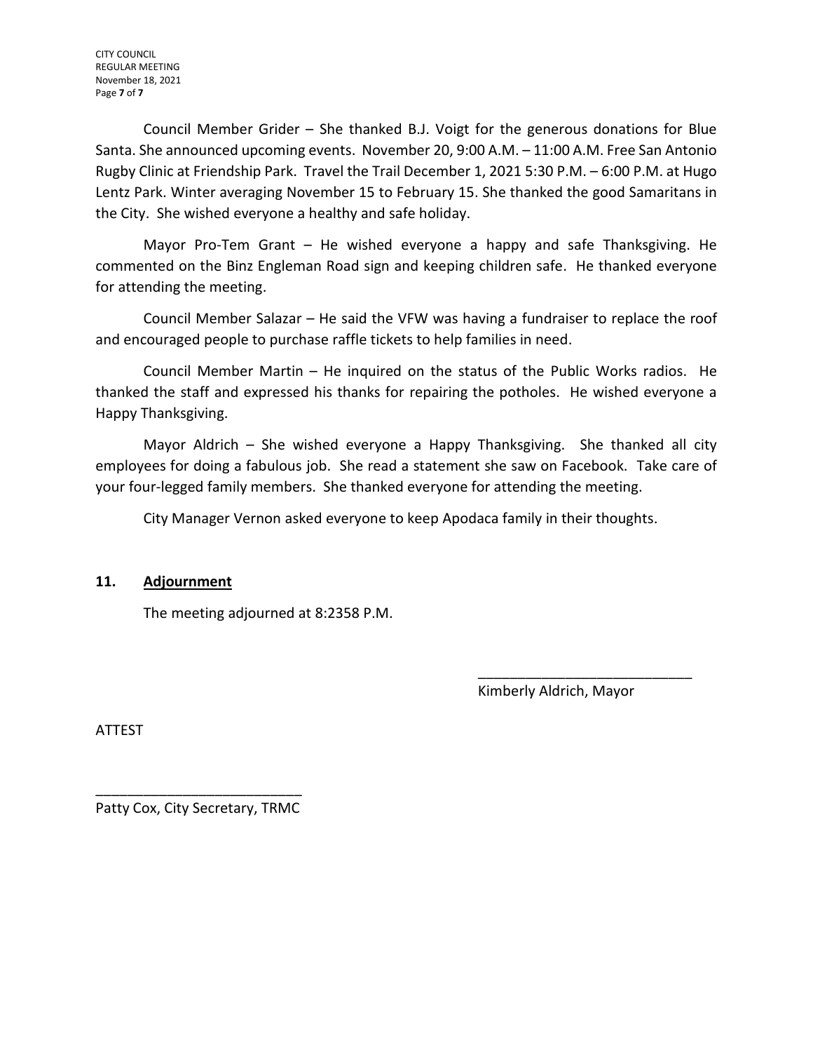Council Member Grider – She thanked B.J. Voigt for the generous donations for Blue Santa. She announced upcoming events. November 20, 9:00 A.M. – 11:00 A.M. Free San Antonio Rugby Clinic at Friendship Park. Travel the Trail December 1, 2021 5:30 P.M. – 6:00 P.M. at Hugo Lentz Park. Winter averaging November 15 to February 15. She thanked the good Samaritans in the City. She wished everyone a healthy and safe holiday.

Mayor Pro-Tem Grant – He wished everyone a happy and safe Thanksgiving. He commented on the Binz Engleman Road sign and keeping children safe. He thanked everyone for attending the meeting.

Council Member Salazar – He said the VFW was having a fundraiser to replace the roof and encouraged people to purchase raffle tickets to help families in need.

Council Member Martin – He inquired on the status of the Public Works radios. He thanked the staff and expressed his thanks for repairing the potholes. He wished everyone a Happy Thanksgiving.

Mayor Aldrich – She wished everyone a Happy Thanksgiving. She thanked all city employees for doing a fabulous job. She read a statement she saw on Facebook. Take care of your four-legged family members. She thanked everyone for attending the meeting.

City Manager Vernon asked everyone to keep Apodaca family in their thoughts.

## 11. **Adjournment**

The meeting adjourned at 8:2358 P.M.

\_\_\_\_\_\_\_\_\_\_\_\_\_\_\_\_\_\_\_\_\_\_\_\_\_\_\_

Kimberly Aldrich, Mayor

ATTEST

\_\_\_\_\_\_\_\_\_\_\_\_\_\_\_\_\_\_\_\_\_\_\_\_\_\_\_

Patty Cox, City Secretary, TRMC